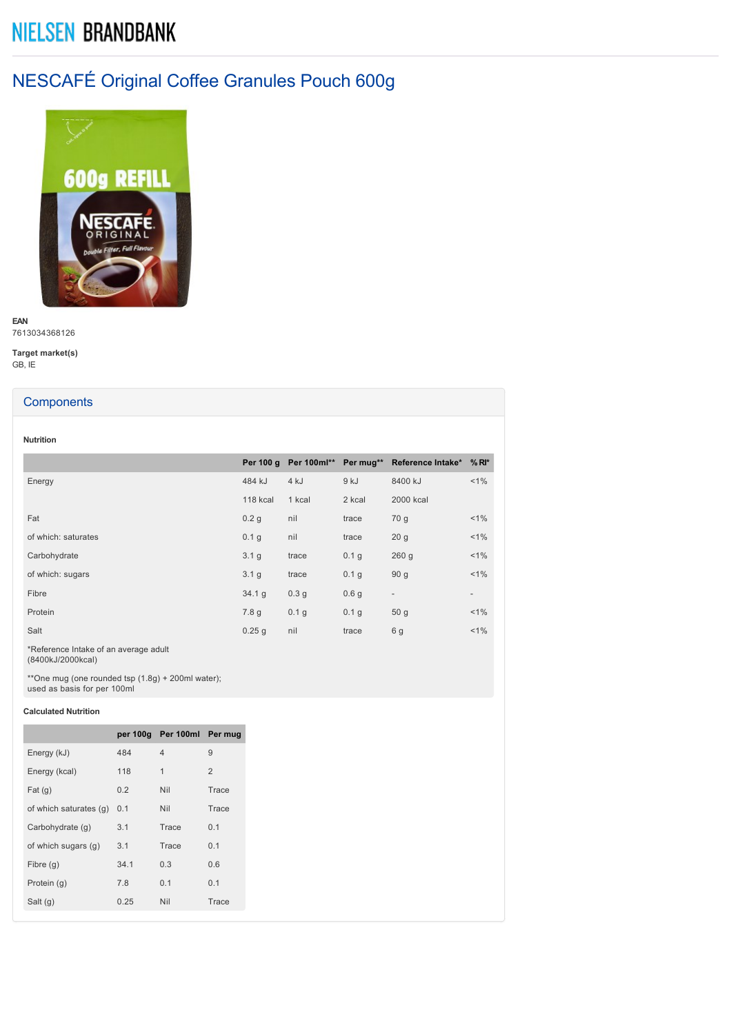NIELSEN BRANDBANK

# NESCAFÉ Original Coffee Granules Pouch 600g

**EAN**
7613034368126

**Target market(s)**
GB, IE

## Components

### Nutrition

| | Per 100 g | Per 100ml** | Per mug** | Reference Intake* | % RI* |
|---|---|---|---|---|---|
| Energy | 484 kJ | 4 kJ | 9 kJ | 8400 kJ | <1% |
| | 118 kcal | 1 kcal | 2 kcal | 2000 kcal | |
| Fat | 0.2 g | nil | trace | 70 g | <1% |
| of which: saturates | 0.1 g | nil | trace | 20 g | <1% |
| Carbohydrate | 3.1 g | trace | 0.1 g | 260 g | <1% |
| of which: sugars | 3.1 g | trace | 0.1 g | 90 g | <1% |
| Fibre | 34.1 g | 0.3 g | 0.6 g | - | - |
| Protein | 7.8 g | 0.1 g | 0.1 g | 50 g | <1% |
| Salt | 0.25 g | nil | trace | 6 g | <1% |

*Reference Intake of an average adult (8400kJ/2000kcal)

**One mug (one rounded tsp (1.8g) + 200ml water); used as basis for per 100ml

### Calculated Nutrition

| | per 100g | Per 100ml | Per mug |
|---|---|---|---|
| Energy (kJ) | 484 | 4 | 9 |
| Energy (kcal) | 118 | 1 | 2 |
| Fat (g) | 0.2 | Nil | Trace |
| of which saturates (g) | 0.1 | Nil | Trace |
| Carbohydrate (g) | 3.1 | Trace | 0.1 |
| of which sugars (g) | 3.1 | Trace | 0.1 |
| Fibre (g) | 34.1 | 0.3 | 0.6 |
| Protein (g) | 7.8 | 0.1 | 0.1 |
| Salt (g) | 0.25 | Nil | Trace |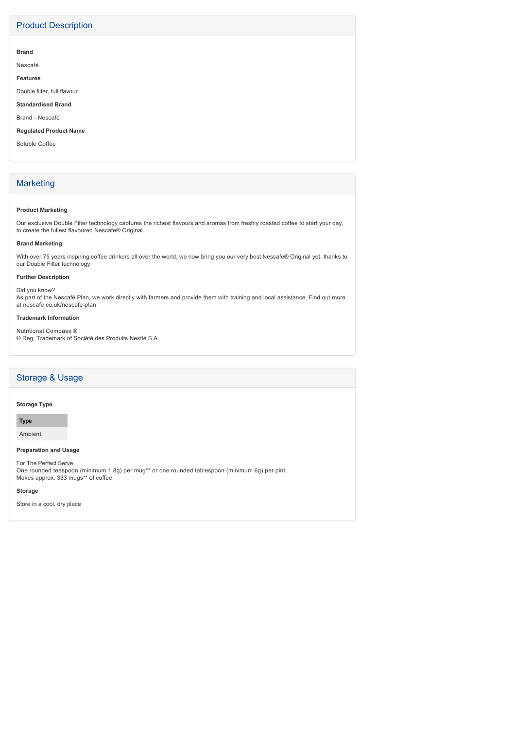## Product Description

**Brand**

Nescafé

**Features**

Double filter, full flavour

**Standardised Brand**

Brand - Nescafé

**Regulated Product Name**

Soluble Coffee

## Marketing

**Product Marketing**

Our exclusive Double Filter technology captures the richest flavours and aromas from freshly roasted coffee to start your day, to create the fullest flavoured Nescafe® Original.

**Brand Marketing**

With over 75 years inspiring coffee drinkers all over the world, we now bring you our very best Nescafe® Original yet, thanks to our Double Filter technology.

**Further Description**

Did you know?
As part of the Nescafé Plan, we work directly with farmers and provide them with training and local assistance. Find out more at nescafe.co.uk/nescafe-plan

**Trademark Information**

Nutritional Compass ®
® Reg. Trademark of Société des Produits Nestlé S.A.

## Storage & Usage

**Storage Type**

| Type |
| --- |
| Ambient |

**Preparation and Usage**

For The Perfect Serve
One rounded teaspoon (minimum 1.8g) per mug** or one rounded tablespoon (minimum 6g) per pint.
Makes approx. 333 mugs** of coffee

**Storage**

Store in a cool, dry place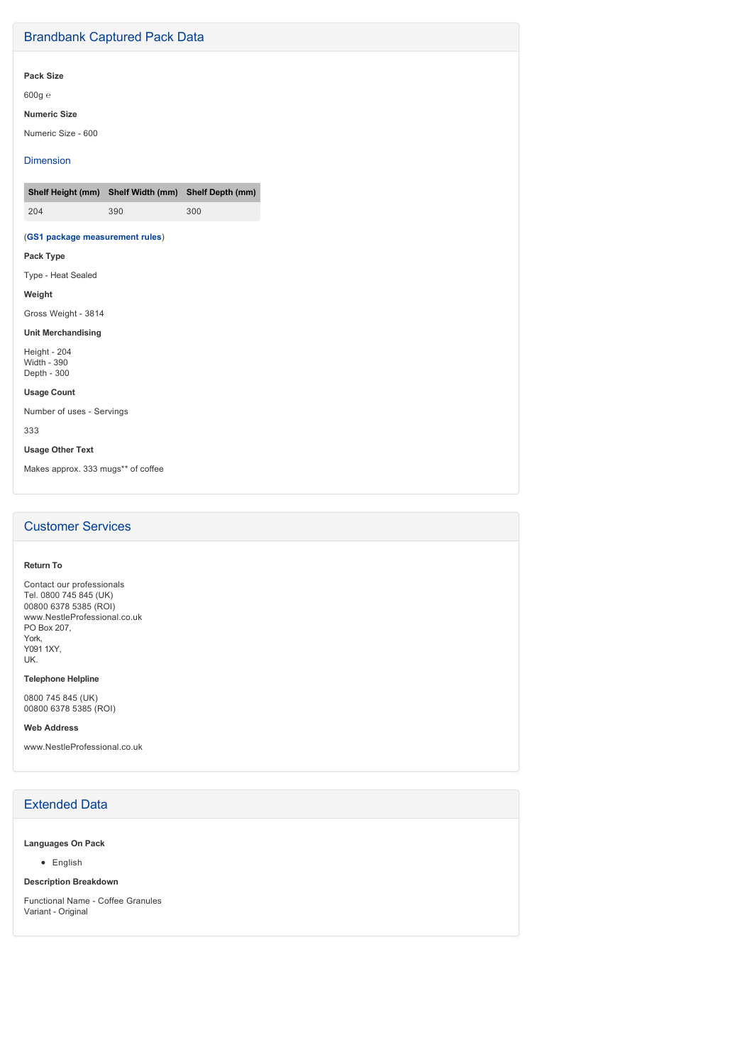## Brandbank Captured Pack Data

**Pack Size**

600g ℮

**Numeric Size**

Numeric Size - 600

### Dimension

| Shelf Height (mm) | Shelf Width (mm) | Shelf Depth (mm) |
|---|---|---|
| 204 | 390 | 300 |

(**GS1 package measurement rules**)

**Pack Type**

Type - Heat Sealed

**Weight**

Gross Weight - 3814

**Unit Merchandising**

Height - 204
Width - 390
Depth - 300

**Usage Count**

Number of uses - Servings

333

**Usage Other Text**

Makes approx. 333 mugs** of coffee

## Customer Services

**Return To**

Contact our professionals
Tel. 0800 745 845 (UK)
00800 6378 5385 (ROI)
www.NestleProfessional.co.uk
PO Box 207,
York,
Y091 1XY,
UK.

**Telephone Helpline**

0800 745 845 (UK)
00800 6378 5385 (ROI)

**Web Address**

www.NestleProfessional.co.uk

## Extended Data

**Languages On Pack**

- English

**Description Breakdown**

Functional Name - Coffee Granules
Variant - Original